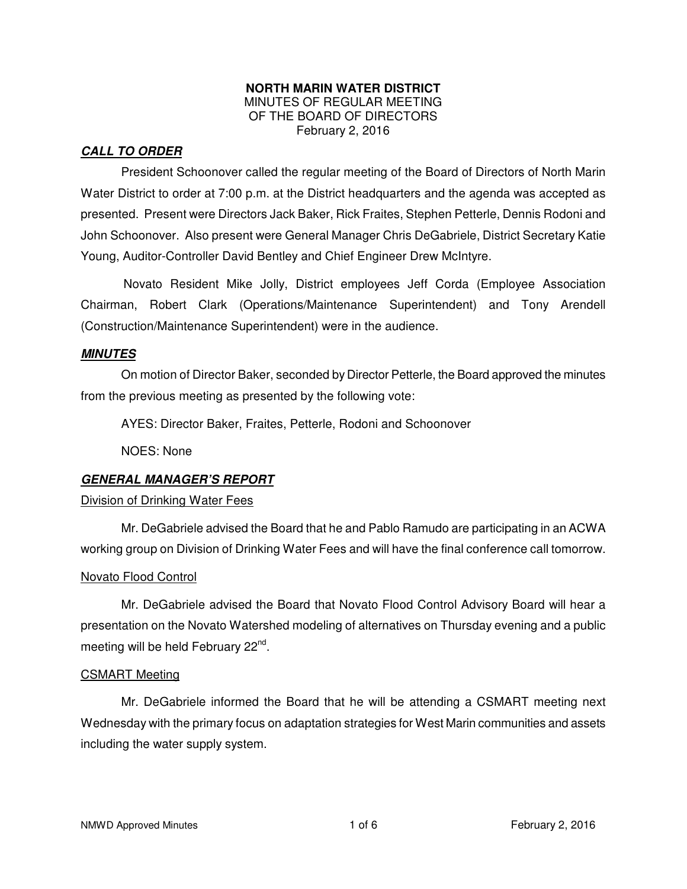**NORTH MARIN WATER DISTRICT**
MINUTES OF REGULAR MEETING
OF THE BOARD OF DIRECTORS
February 2, 2016

## ***CALL TO ORDER***

President Schoonover called the regular meeting of the Board of Directors of North Marin Water District to order at 7:00 p.m. at the District headquarters and the agenda was accepted as presented. Present were Directors Jack Baker, Rick Fraites, Stephen Petterle, Dennis Rodoni and John Schoonover. Also present were General Manager Chris DeGabriele, District Secretary Katie Young, Auditor-Controller David Bentley and Chief Engineer Drew McIntyre.

Novato Resident Mike Jolly, District employees Jeff Corda (Employee Association Chairman, Robert Clark (Operations/Maintenance Superintendent) and Tony Arendell (Construction/Maintenance Superintendent) were in the audience.

## ***MINUTES***

On motion of Director Baker, seconded by Director Petterle, the Board approved the minutes from the previous meeting as presented by the following vote:

AYES: Director Baker, Fraites, Petterle, Rodoni and Schoonover

NOES: None

## ***GENERAL MANAGER'S REPORT***

### Division of Drinking Water Fees

Mr. DeGabriele advised the Board that he and Pablo Ramudo are participating in an ACWA working group on Division of Drinking Water Fees and will have the final conference call tomorrow.

### Novato Flood Control

Mr. DeGabriele advised the Board that Novato Flood Control Advisory Board will hear a presentation on the Novato Watershed modeling of alternatives on Thursday evening and a public meeting will be held February 22nd.

### CSMART Meeting

Mr. DeGabriele informed the Board that he will be attending a CSMART meeting next Wednesday with the primary focus on adaptation strategies for West Marin communities and assets including the water supply system.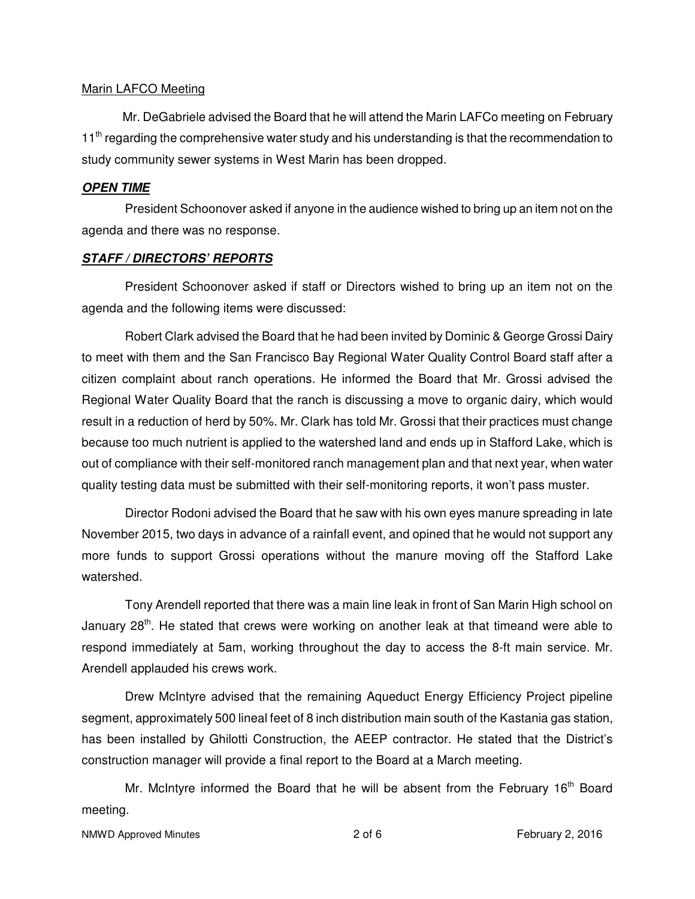Marin LAFCO Meeting

Mr. DeGabriele advised the Board that he will attend the Marin LAFCo meeting on February 11th regarding the comprehensive water study and his understanding is that the recommendation to study community sewer systems in West Marin has been dropped.

## ***OPEN TIME***

President Schoonover asked if anyone in the audience wished to bring up an item not on the agenda and there was no response.

## ***STAFF / DIRECTORS' REPORTS***

President Schoonover asked if staff or Directors wished to bring up an item not on the agenda and the following items were discussed:

Robert Clark advised the Board that he had been invited by Dominic & George Grossi Dairy to meet with them and the San Francisco Bay Regional Water Quality Control Board staff after a citizen complaint about ranch operations. He informed the Board that Mr. Grossi advised the Regional Water Quality Board that the ranch is discussing a move to organic dairy, which would result in a reduction of herd by 50%. Mr. Clark has told Mr. Grossi that their practices must change because too much nutrient is applied to the watershed land and ends up in Stafford Lake, which is out of compliance with their self-monitored ranch management plan and that next year, when water quality testing data must be submitted with their self-monitoring reports, it won't pass muster.

Director Rodoni advised the Board that he saw with his own eyes manure spreading in late November 2015, two days in advance of a rainfall event, and opined that he would not support any more funds to support Grossi operations without the manure moving off the Stafford Lake watershed.

Tony Arendell reported that there was a main line leak in front of San Marin High school on January 28th. He stated that crews were working on another leak at that timeand were able to respond immediately at 5am, working throughout the day to access the 8-ft main service. Mr. Arendell applauded his crews work.

Drew McIntyre advised that the remaining Aqueduct Energy Efficiency Project pipeline segment, approximately 500 lineal feet of 8 inch distribution main south of the Kastania gas station, has been installed by Ghilotti Construction, the AEEP contractor. He stated that the District's construction manager will provide a final report to the Board at a March meeting.

Mr. McIntyre informed the Board that he will be absent from the February 16th Board meeting.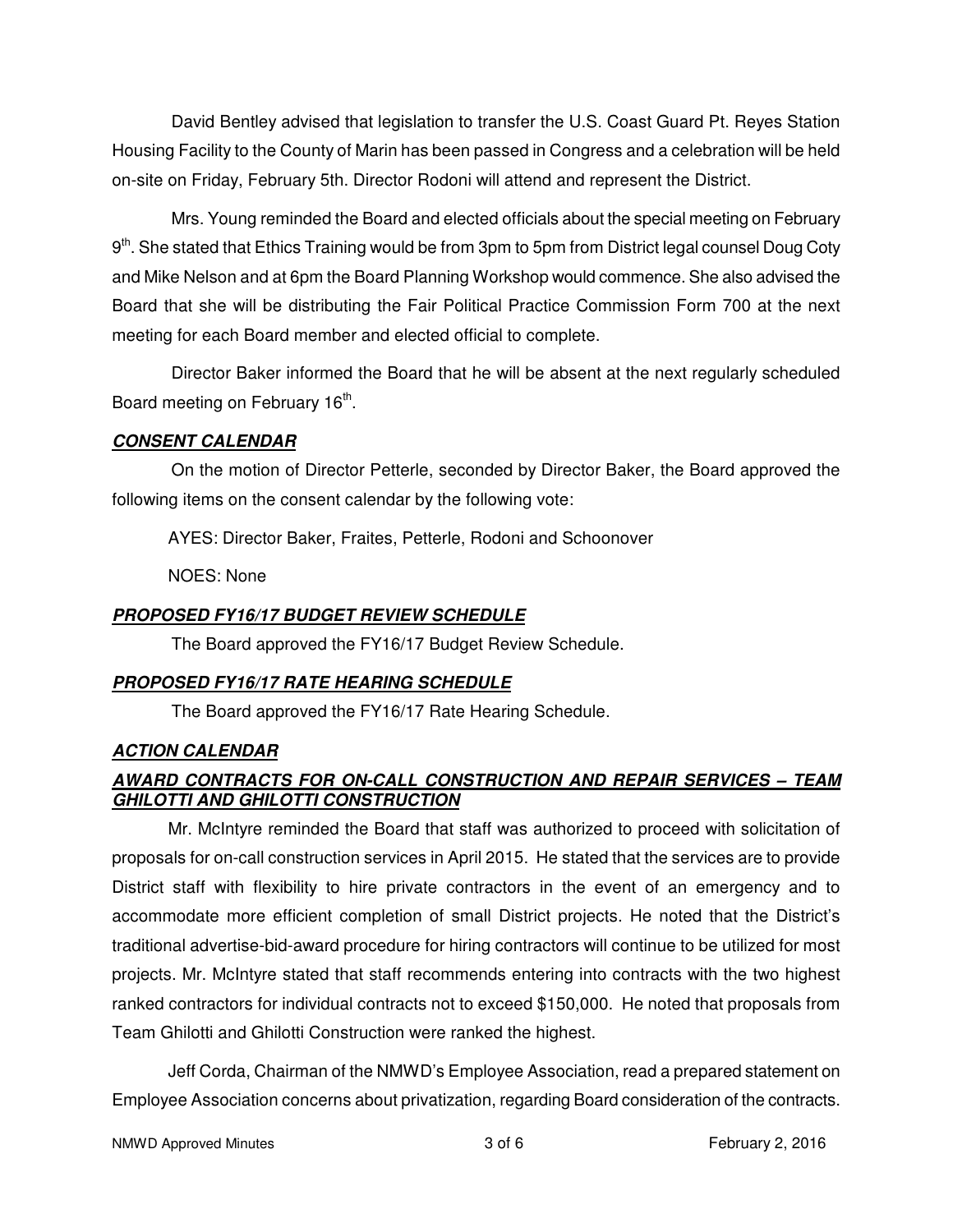David Bentley advised that legislation to transfer the U.S. Coast Guard Pt. Reyes Station Housing Facility to the County of Marin has been passed in Congress and a celebration will be held on-site on Friday, February 5th. Director Rodoni will attend and represent the District.

Mrs. Young reminded the Board and elected officials about the special meeting on February 9th. She stated that Ethics Training would be from 3pm to 5pm from District legal counsel Doug Coty and Mike Nelson and at 6pm the Board Planning Workshop would commence. She also advised the Board that she will be distributing the Fair Political Practice Commission Form 700 at the next meeting for each Board member and elected official to complete.

Director Baker informed the Board that he will be absent at the next regularly scheduled Board meeting on February 16th.

***CONSENT CALENDAR***

On the motion of Director Petterle, seconded by Director Baker, the Board approved the following items on the consent calendar by the following vote:

AYES: Director Baker, Fraites, Petterle, Rodoni and Schoonover

NOES: None

***PROPOSED FY16/17 BUDGET REVIEW SCHEDULE***

The Board approved the FY16/17 Budget Review Schedule.

***PROPOSED FY16/17 RATE HEARING SCHEDULE***

The Board approved the FY16/17 Rate Hearing Schedule.

***ACTION CALENDAR***

***AWARD CONTRACTS FOR ON-CALL CONSTRUCTION AND REPAIR SERVICES – TEAM GHILOTTI AND GHILOTTI CONSTRUCTION***

Mr. McIntyre reminded the Board that staff was authorized to proceed with solicitation of proposals for on-call construction services in April 2015. He stated that the services are to provide District staff with flexibility to hire private contractors in the event of an emergency and to accommodate more efficient completion of small District projects. He noted that the District's traditional advertise-bid-award procedure for hiring contractors will continue to be utilized for most projects. Mr. McIntyre stated that staff recommends entering into contracts with the two highest ranked contractors for individual contracts not to exceed $150,000. He noted that proposals from Team Ghilotti and Ghilotti Construction were ranked the highest.

Jeff Corda, Chairman of the NMWD's Employee Association, read a prepared statement on Employee Association concerns about privatization, regarding Board consideration of the contracts.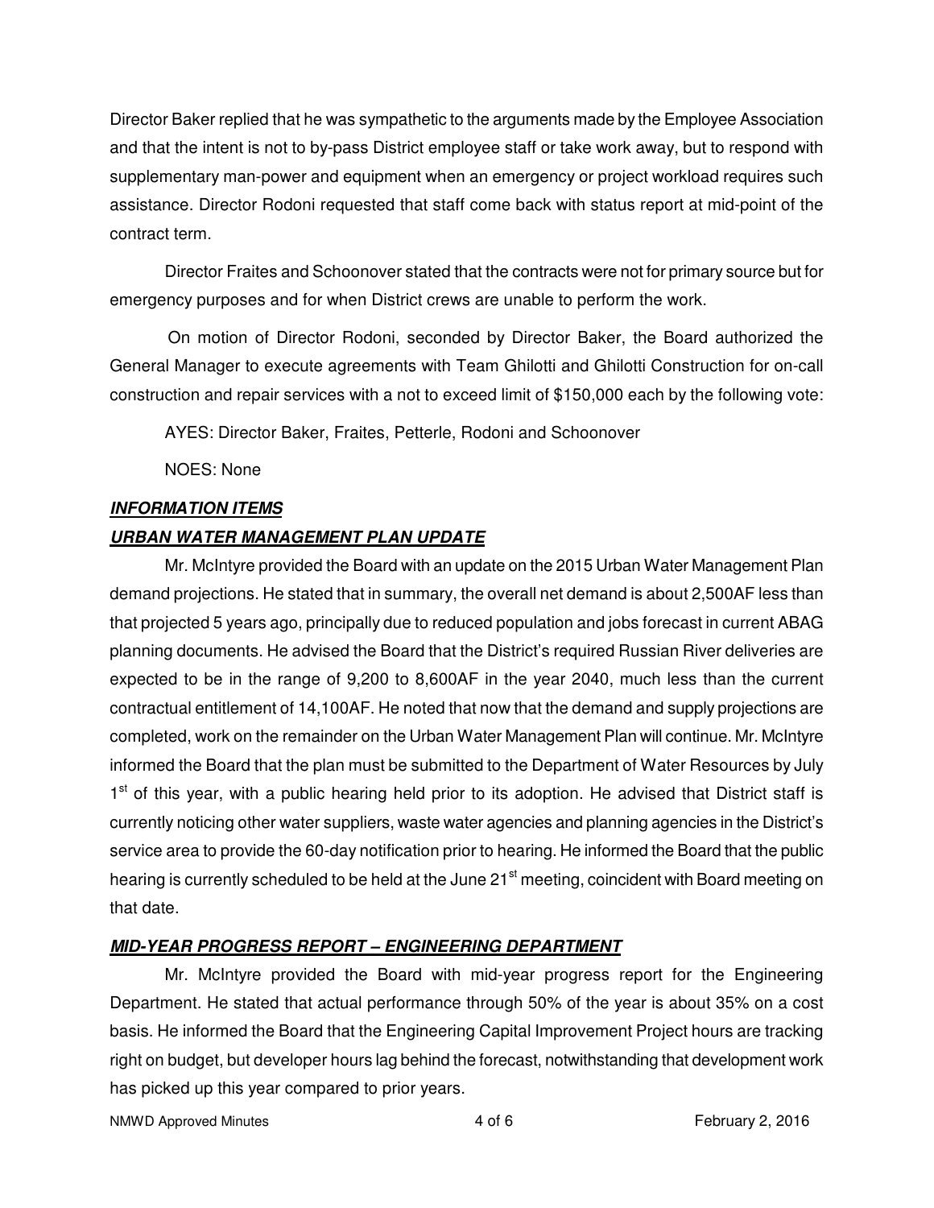Director Baker replied that he was sympathetic to the arguments made by the Employee Association and that the intent is not to by-pass District employee staff or take work away, but to respond with supplementary man-power and equipment when an emergency or project workload requires such assistance. Director Rodoni requested that staff come back with status report at mid-point of the contract term.

Director Fraites and Schoonover stated that the contracts were not for primary source but for emergency purposes and for when District crews are unable to perform the work.

On motion of Director Rodoni, seconded by Director Baker, the Board authorized the General Manager to execute agreements with Team Ghilotti and Ghilotti Construction for on-call construction and repair services with a not to exceed limit of $150,000 each by the following vote:

AYES: Director Baker, Fraites, Petterle, Rodoni and Schoonover

NOES: None

***INFORMATION ITEMS***

***URBAN WATER MANAGEMENT PLAN UPDATE***

Mr. McIntyre provided the Board with an update on the 2015 Urban Water Management Plan demand projections. He stated that in summary, the overall net demand is about 2,500AF less than that projected 5 years ago, principally due to reduced population and jobs forecast in current ABAG planning documents. He advised the Board that the District's required Russian River deliveries are expected to be in the range of 9,200 to 8,600AF in the year 2040, much less than the current contractual entitlement of 14,100AF. He noted that now that the demand and supply projections are completed, work on the remainder on the Urban Water Management Plan will continue. Mr. McIntyre informed the Board that the plan must be submitted to the Department of Water Resources by July 1st of this year, with a public hearing held prior to its adoption. He advised that District staff is currently noticing other water suppliers, waste water agencies and planning agencies in the District's service area to provide the 60-day notification prior to hearing. He informed the Board that the public hearing is currently scheduled to be held at the June 21st meeting, coincident with Board meeting on that date.

***MID-YEAR PROGRESS REPORT – ENGINEERING DEPARTMENT***

Mr. McIntyre provided the Board with mid-year progress report for the Engineering Department. He stated that actual performance through 50% of the year is about 35% on a cost basis. He informed the Board that the Engineering Capital Improvement Project hours are tracking right on budget, but developer hours lag behind the forecast, notwithstanding that development work has picked up this year compared to prior years.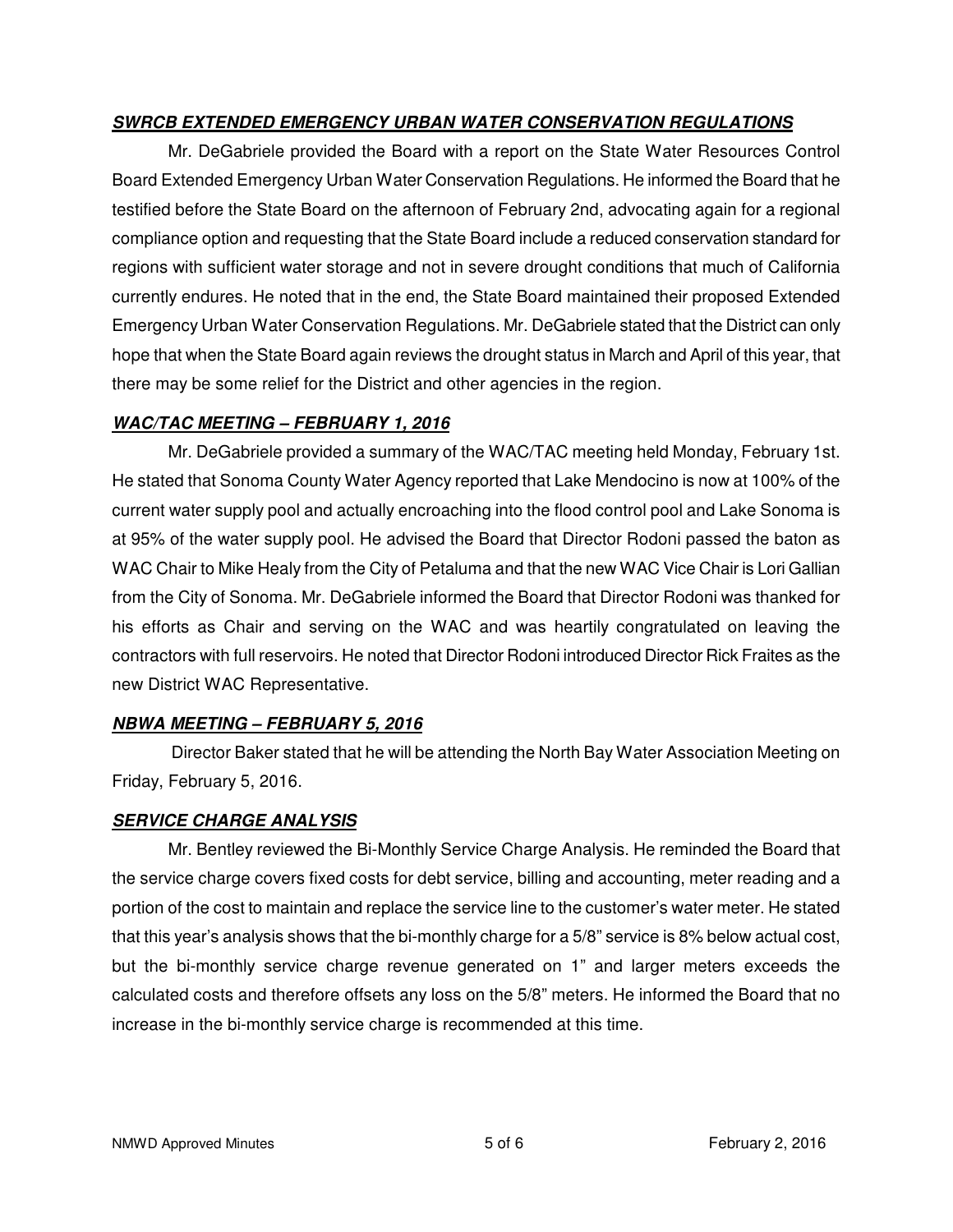***SWRCB EXTENDED EMERGENCY URBAN WATER CONSERVATION REGULATIONS***

Mr. DeGabriele provided the Board with a report on the State Water Resources Control Board Extended Emergency Urban Water Conservation Regulations. He informed the Board that he testified before the State Board on the afternoon of February 2nd, advocating again for a regional compliance option and requesting that the State Board include a reduced conservation standard for regions with sufficient water storage and not in severe drought conditions that much of California currently endures. He noted that in the end, the State Board maintained their proposed Extended Emergency Urban Water Conservation Regulations. Mr. DeGabriele stated that the District can only hope that when the State Board again reviews the drought status in March and April of this year, that there may be some relief for the District and other agencies in the region.

***WAC/TAC MEETING – FEBRUARY 1, 2016***

Mr. DeGabriele provided a summary of the WAC/TAC meeting held Monday, February 1st. He stated that Sonoma County Water Agency reported that Lake Mendocino is now at 100% of the current water supply pool and actually encroaching into the flood control pool and Lake Sonoma is at 95% of the water supply pool. He advised the Board that Director Rodoni passed the baton as WAC Chair to Mike Healy from the City of Petaluma and that the new WAC Vice Chair is Lori Gallian from the City of Sonoma. Mr. DeGabriele informed the Board that Director Rodoni was thanked for his efforts as Chair and serving on the WAC and was heartily congratulated on leaving the contractors with full reservoirs. He noted that Director Rodoni introduced Director Rick Fraites as the new District WAC Representative.

***NBWA MEETING – FEBRUARY 5, 2016***

Director Baker stated that he will be attending the North Bay Water Association Meeting on Friday, February 5, 2016.

***SERVICE CHARGE ANALYSIS***

Mr. Bentley reviewed the Bi-Monthly Service Charge Analysis. He reminded the Board that the service charge covers fixed costs for debt service, billing and accounting, meter reading and a portion of the cost to maintain and replace the service line to the customer's water meter. He stated that this year's analysis shows that the bi-monthly charge for a 5/8" service is 8% below actual cost, but the bi-monthly service charge revenue generated on 1" and larger meters exceeds the calculated costs and therefore offsets any loss on the 5/8" meters. He informed the Board that no increase in the bi-monthly service charge is recommended at this time.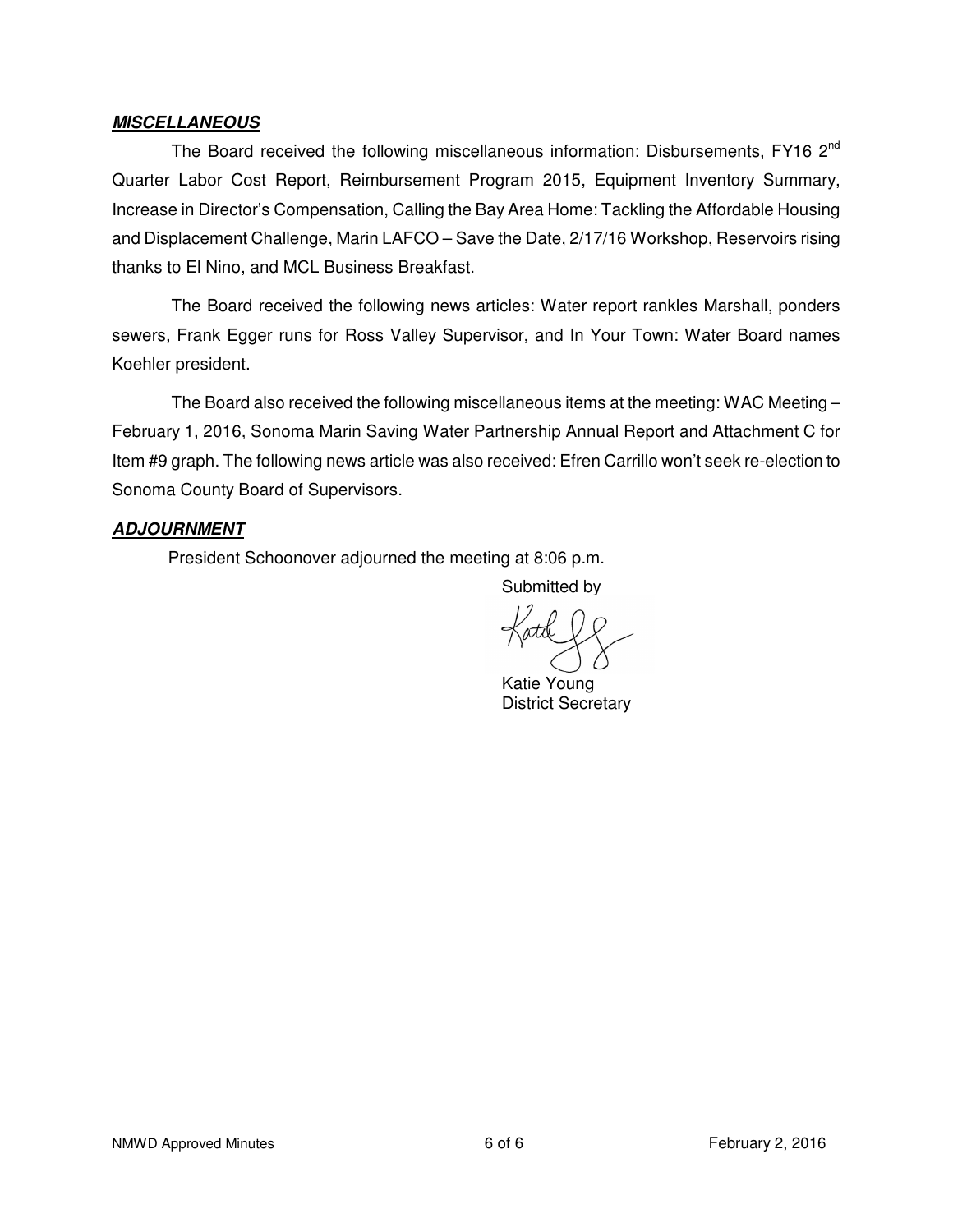***MISCELLANEOUS***

The Board received the following miscellaneous information: Disbursements, FY16 2nd Quarter Labor Cost Report, Reimbursement Program 2015, Equipment Inventory Summary, Increase in Director's Compensation, Calling the Bay Area Home: Tackling the Affordable Housing and Displacement Challenge, Marin LAFCO – Save the Date, 2/17/16 Workshop, Reservoirs rising thanks to El Nino, and MCL Business Breakfast.

The Board received the following news articles: Water report rankles Marshall, ponders sewers, Frank Egger runs for Ross Valley Supervisor, and In Your Town: Water Board names Koehler president.

The Board also received the following miscellaneous items at the meeting: WAC Meeting – February 1, 2016, Sonoma Marin Saving Water Partnership Annual Report and Attachment C for Item #9 graph. The following news article was also received: Efren Carrillo won't seek re-election to Sonoma County Board of Supervisors.

***ADJOURNMENT***

President Schoonover adjourned the meeting at 8:06 p.m.

Submitted by

Katie Young
District Secretary